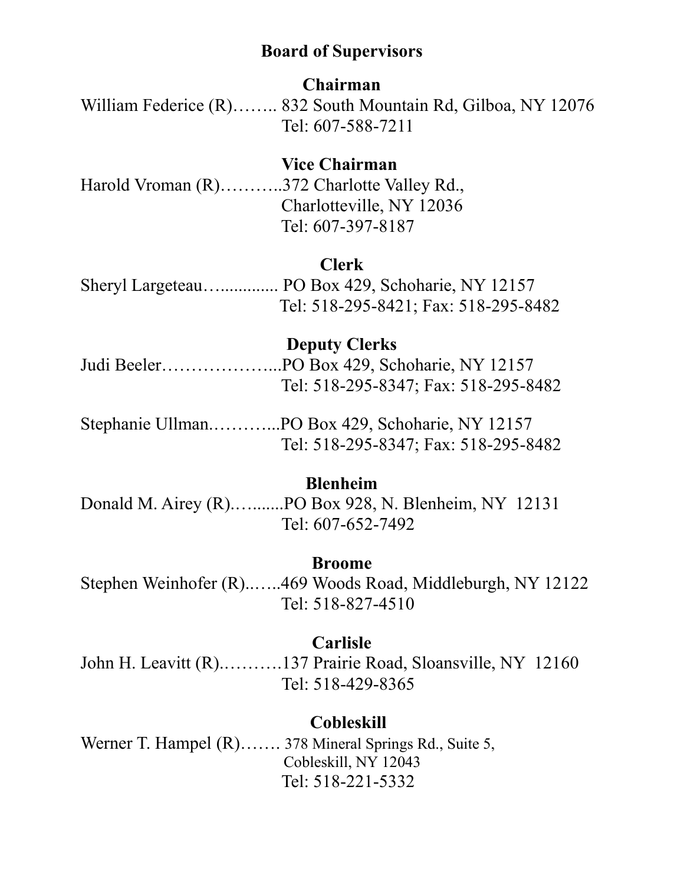# Board of Supervisors

### Chairman

William Federice (R)…….. 832 South Mountain Rd, Gilboa, NY 12076
Tel: 607-588-7211

### Vice Chairman

Harold Vroman (R)………..372 Charlotte Valley Rd.,
Charlotteville, NY 12036
Tel: 607-397-8187

### Clerk

Sheryl Largeteau…............ PO Box 429, Schoharie, NY 12157
Tel: 518-295-8421; Fax: 518-295-8482

### Deputy Clerks

Judi Beeler………………...PO Box 429, Schoharie, NY 12157
Tel: 518-295-8347; Fax: 518-295-8482

Stephanie Ullman.………...PO Box 429, Schoharie, NY 12157
Tel: 518-295-8347; Fax: 518-295-8482

### Blenheim

Donald M. Airey (R).….......PO Box 928, N. Blenheim, NY 12131
Tel: 607-652-7492

### Broome

Stephen Weinhofer (R)..…..469 Woods Road, Middleburgh, NY 12122
Tel: 518-827-4510

### Carlisle

John H. Leavitt (R).……….137 Prairie Road, Sloansville, NY 12160
Tel: 518-429-8365

### Cobleskill

Werner T. Hampel (R)……. 378 Mineral Springs Rd., Suite 5,
Cobleskill, NY 12043
Tel: 518-221-5332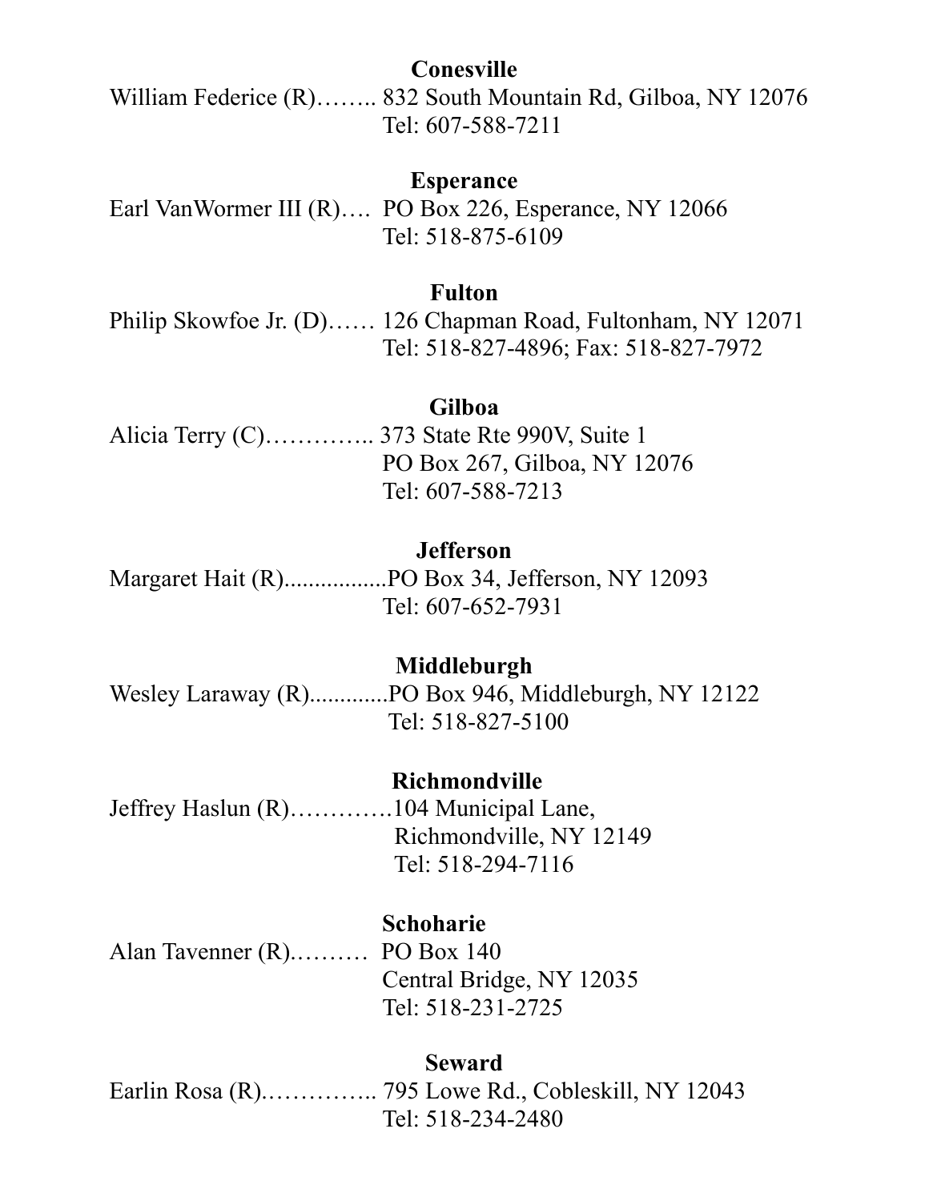**Conesville**

William Federice (R)…….. 832 South Mountain Rd, Gilboa, NY 12076
Tel: 607-588-7211

**Esperance**

Earl VanWormer III (R)…. PO Box 226, Esperance, NY 12066
Tel: 518-875-6109

**Fulton**

Philip Skowfoe Jr. (D)…… 126 Chapman Road, Fultonham, NY 12071
Tel: 518-827-4896; Fax: 518-827-7972

**Gilboa**

Alicia Terry (C)………….. 373 State Rte 990V, Suite 1
PO Box 267, Gilboa, NY 12076
Tel: 607-588-7213

**Jefferson**

Margaret Hait (R).................PO Box 34, Jefferson, NY 12093
Tel: 607-652-7931

**Middleburgh**

Wesley Laraway (R).............PO Box 946, Middleburgh, NY 12122
Tel: 518-827-5100

**Richmondville**

Jeffrey Haslun (R)………….104 Municipal Lane,
Richmondville, NY 12149
Tel: 518-294-7116

**Schoharie**

Alan Tavenner (R).……… PO Box 140
Central Bridge, NY 12035
Tel: 518-231-2725

**Seward**

Earlin Rosa (R).………….. 795 Lowe Rd., Cobleskill, NY 12043
Tel: 518-234-2480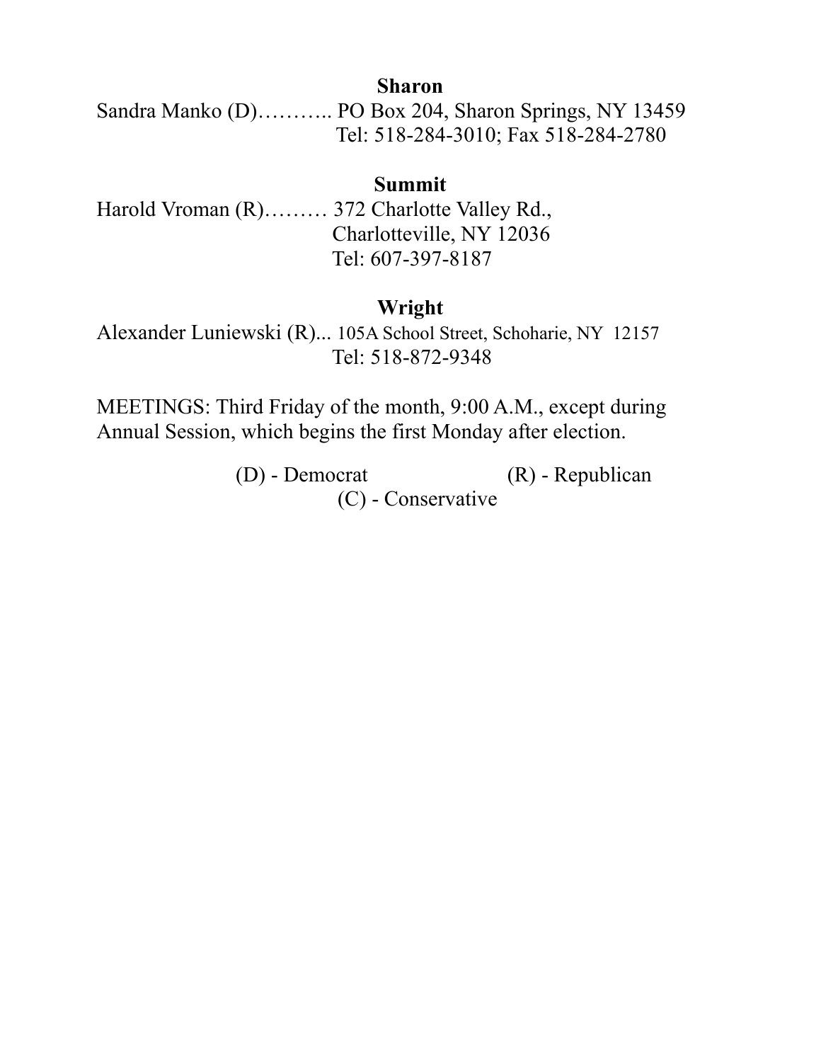**Sharon**

Sandra Manko (D)……….. PO Box 204, Sharon Springs, NY 13459
Tel: 518-284-3010; Fax 518-284-2780

**Summit**

Harold Vroman (R)……… 372 Charlotte Valley Rd.,
Charlotteville, NY 12036
Tel: 607-397-8187

**Wright**

Alexander Luniewski (R)... 105A School Street, Schoharie, NY 12157
Tel: 518-872-9348

MEETINGS: Third Friday of the month, 9:00 A.M., except during Annual Session, which begins the first Monday after election.

(D) - Democrat (R) - Republican
(C) - Conservative